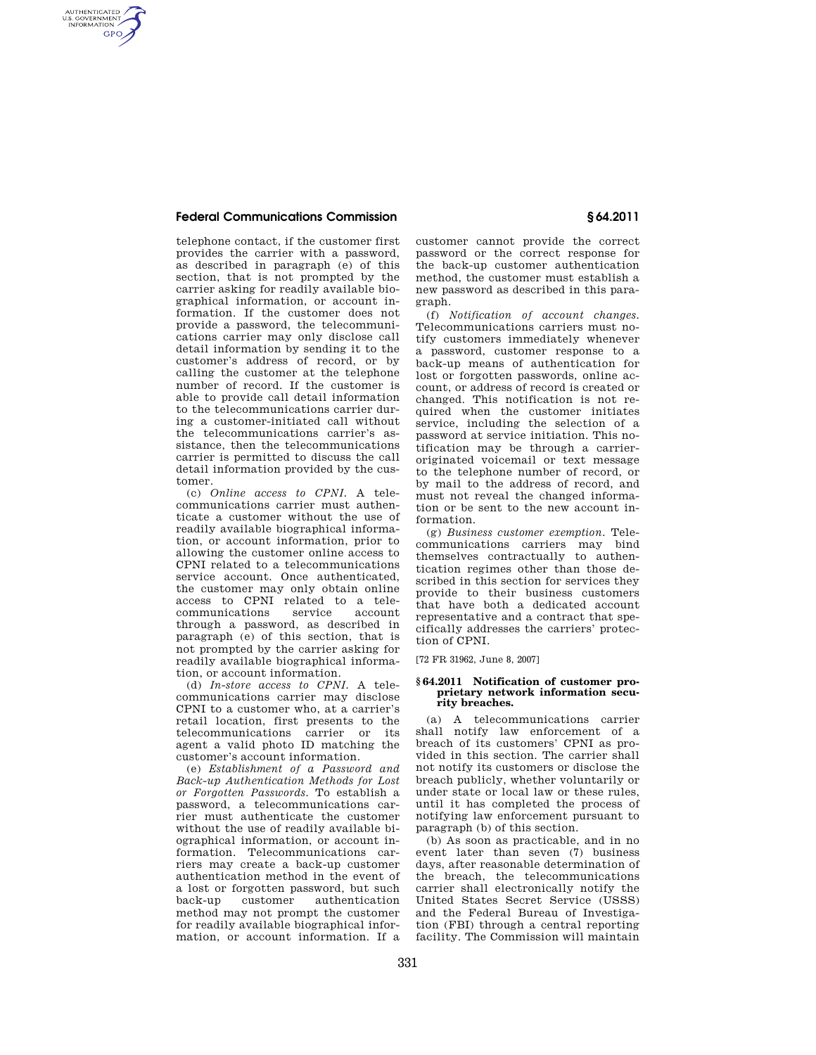telephone contact, if the customer first provides the carrier with a password, as described in paragraph (e) of this section, that is not prompted by the carrier asking for readily available biographical information, or account information. If the customer does not provide a password, the telecommunications carrier may only disclose call detail information by sending it to the customer's address of record, or by calling the customer at the telephone number of record. If the customer is able to provide call detail information to the telecommunications carrier during a customer-initiated call without the telecommunications carrier's assistance, then the telecommunications carrier is permitted to discuss the call detail information provided by the customer.

(c) *Online access to CPNI.* A telecommunications carrier must authenticate a customer without the use of readily available biographical information, or account information, prior to allowing the customer online access to CPNI related to a telecommunications service account. Once authenticated, the customer may only obtain online access to CPNI related to a telecommunications service account through a password, as described in paragraph (e) of this section, that is not prompted by the carrier asking for readily available biographical information, or account information.

(d) *In-store access to CPNI.* A telecommunications carrier may disclose CPNI to a customer who, at a carrier's retail location, first presents to the telecommunications carrier or its agent a valid photo ID matching the customer's account information.

(e) *Establishment of a Password and Back-up Authentication Methods for Lost or Forgotten Passwords.* To establish a password, a telecommunications carrier must authenticate the customer without the use of readily available biographical information, or account information. Telecommunications carriers may create a back-up customer authentication method in the event of a lost or forgotten password, but such back-up customer authentication method may not prompt the customer for readily available biographical information, or account information. If a customer cannot provide the correct password or the correct response for the back-up customer authentication method, the customer must establish a new password as described in this paragraph.

(f) *Notification of account changes.* Telecommunications carriers must notify customers immediately whenever a password, customer response to a back-up means of authentication for lost or forgotten passwords, online account, or address of record is created or changed. This notification is not required when the customer initiates service, including the selection of a password at service initiation. This notification may be through a carrier-originated voicemail or text message to the telephone number of record, or by mail to the address of record, and must not reveal the changed information or be sent to the new account information.

(g) *Business customer exemption.* Telecommunications carriers may bind themselves contractually to authentication regimes other than those described in this section for services they provide to their business customers that have both a dedicated account representative and a contract that specifically addresses the carriers' protection of CPNI.

[72 FR 31962, June 8, 2007]

### § 64.2011 Notification of customer proprietary network information security breaches.

(a) A telecommunications carrier shall notify law enforcement of a breach of its customers' CPNI as provided in this section. The carrier shall not notify its customers or disclose the breach publicly, whether voluntarily or under state or local law or these rules, until it has completed the process of notifying law enforcement pursuant to paragraph (b) of this section.

(b) As soon as practicable, and in no event later than seven (7) business days, after reasonable determination of the breach, the telecommunications carrier shall electronically notify the United States Secret Service (USSS) and the Federal Bureau of Investigation (FBI) through a central reporting facility. The Commission will maintain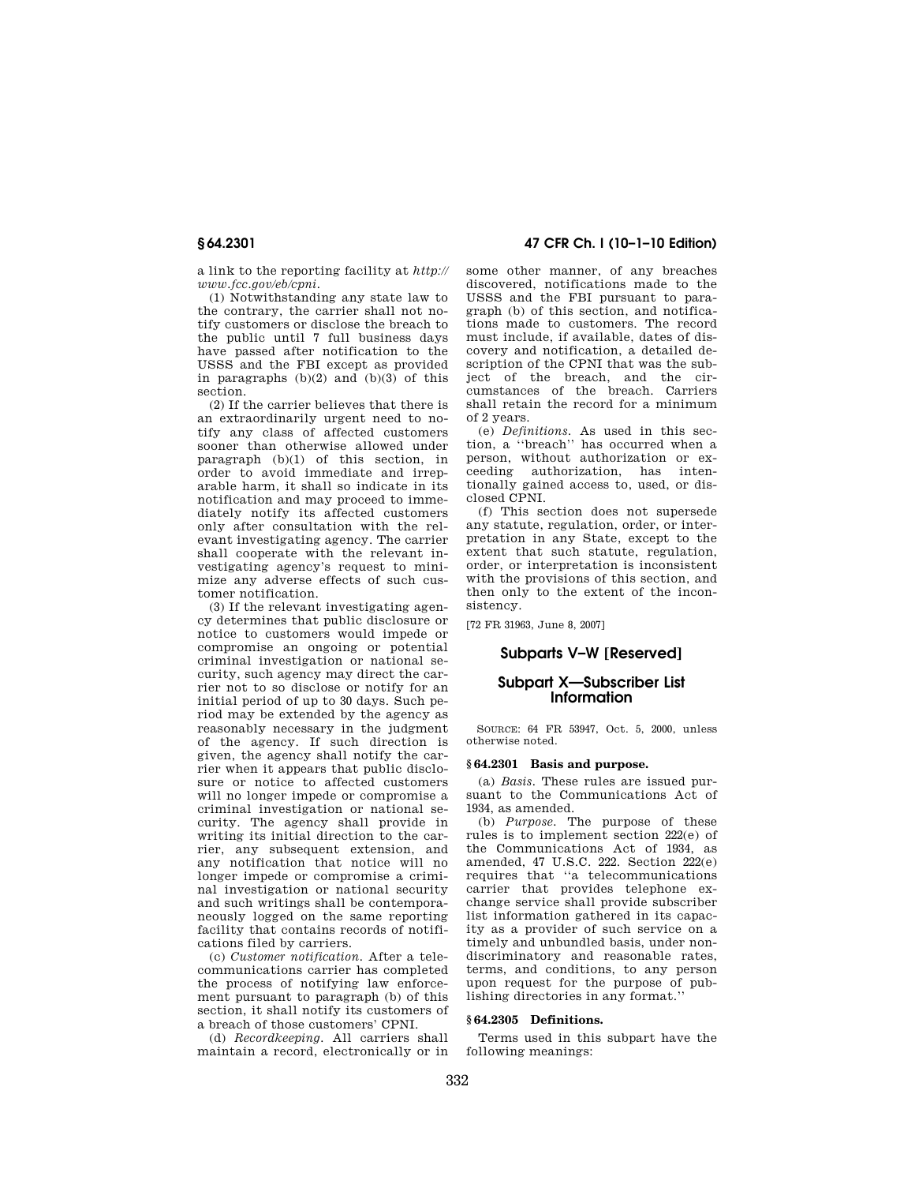a link to the reporting facility at *http://www.fcc.gov/eb/cpni*.

(1) Notwithstanding any state law to the contrary, the carrier shall not notify customers or disclose the breach to the public until 7 full business days have passed after notification to the USSS and the FBI except as provided in paragraphs (b)(2) and (b)(3) of this section.

(2) If the carrier believes that there is an extraordinarily urgent need to notify any class of affected customers sooner than otherwise allowed under paragraph (b)(1) of this section, in order to avoid immediate and irreparable harm, it shall so indicate in its notification and may proceed to immediately notify its affected customers only after consultation with the relevant investigating agency. The carrier shall cooperate with the relevant investigating agency's request to minimize any adverse effects of such customer notification.

(3) If the relevant investigating agency determines that public disclosure or notice to customers would impede or compromise an ongoing or potential criminal investigation or national security, such agency may direct the carrier not to so disclose or notify for an initial period of up to 30 days. Such period may be extended by the agency as reasonably necessary in the judgment of the agency. If such direction is given, the agency shall notify the carrier when it appears that public disclosure or notice to affected customers will no longer impede or compromise a criminal investigation or national security. The agency shall provide in writing its initial direction to the carrier, any subsequent extension, and any notification that notice will no longer impede or compromise a criminal investigation or national security and such writings shall be contemporaneously logged on the same reporting facility that contains records of notifications filed by carriers.

(c) *Customer notification*. After a telecommunications carrier has completed the process of notifying law enforcement pursuant to paragraph (b) of this section, it shall notify its customers of a breach of those customers' CPNI.

(d) *Recordkeeping*. All carriers shall maintain a record, electronically or in some other manner, of any breaches discovered, notifications made to the USSS and the FBI pursuant to paragraph (b) of this section, and notifications made to customers. The record must include, if available, dates of discovery and notification, a detailed description of the CPNI that was the subject of the breach, and the circumstances of the breach. Carriers shall retain the record for a minimum of 2 years.

(e) *Definitions*. As used in this section, a ''breach'' has occurred when a person, without authorization or exceeding authorization, has intentionally gained access to, used, or disclosed CPNI.

(f) This section does not supersede any statute, regulation, order, or interpretation in any State, except to the extent that such statute, regulation, order, or interpretation is inconsistent with the provisions of this section, and then only to the extent of the inconsistency.

[72 FR 31963, June 8, 2007]

## Subparts V–W [Reserved]

## Subpart X—Subscriber List Information

SOURCE: 64 FR 53947, Oct. 5, 2000, unless otherwise noted.

### § 64.2301 Basis and purpose.

(a) *Basis*. These rules are issued pursuant to the Communications Act of 1934, as amended.

(b) *Purpose*. The purpose of these rules is to implement section 222(e) of the Communications Act of 1934, as amended, 47 U.S.C. 222. Section 222(e) requires that ''a telecommunications carrier that provides telephone exchange service shall provide subscriber list information gathered in its capacity as a provider of such service on a timely and unbundled basis, under nondiscriminatory and reasonable rates, terms, and conditions, to any person upon request for the purpose of publishing directories in any format.''

### § 64.2305 Definitions.

Terms used in this subpart have the following meanings: